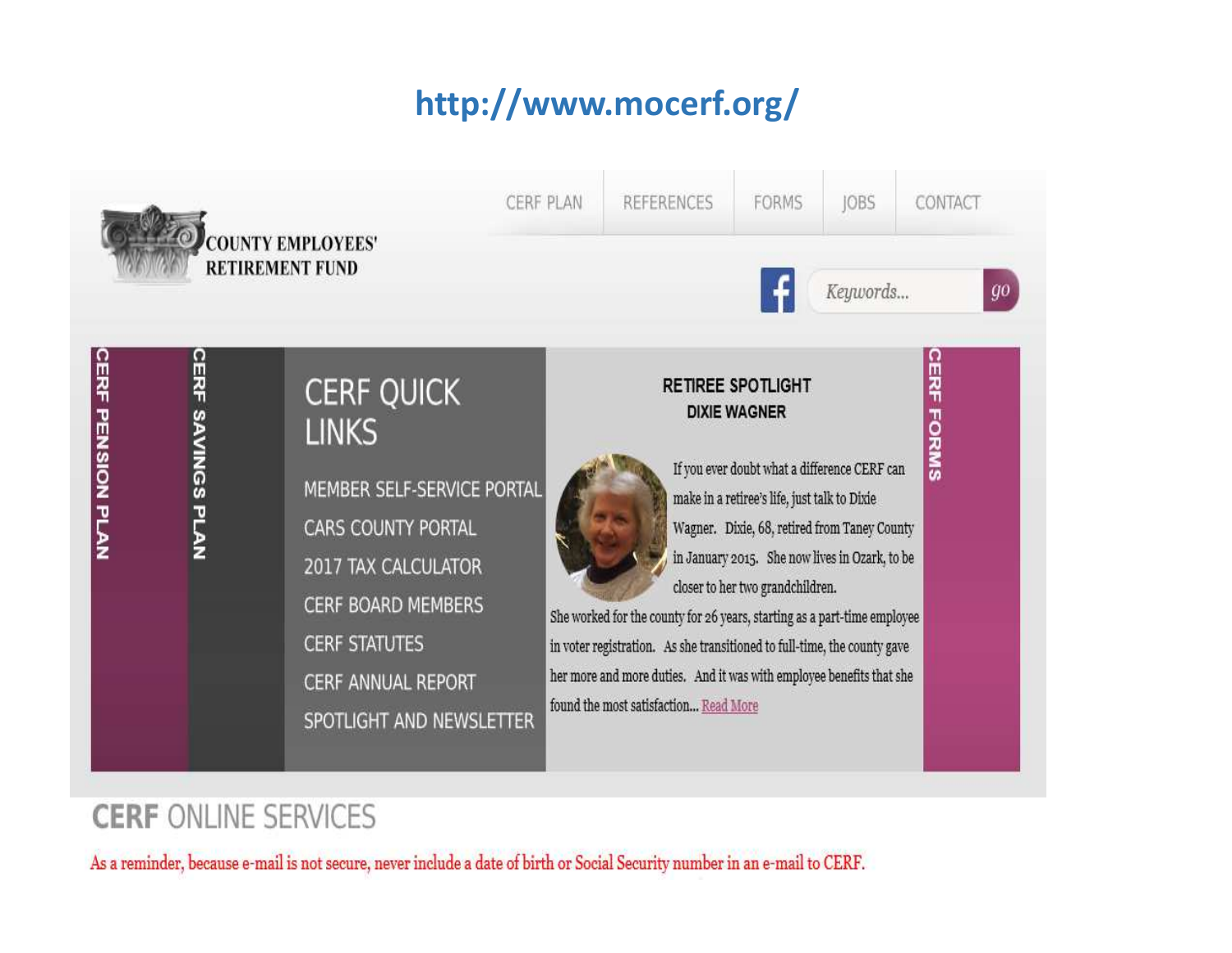# http://www.mocerf.org/

COUNTY EMPLOYEES' RETIREMENT FUND

CERF PLAN | REFERENCES | FORMS | JOBS | CONTACT

*Keywords...* go

CERF PENSION PLAN

CERF SAVINGS PLAN

## CERF QUICK LINKS

- MEMBER SELF-SERVICE PORTAL
- CARS COUNTY PORTAL
- 2017 TAX CALCULATOR
- CERF BOARD MEMBERS
- CERF STATUTES
- CERF ANNUAL REPORT
- SPOTLIGHT AND NEWSLETTER

### RETIREE SPOTLIGHT
### DIXIE WAGNER

If you ever doubt what a difference CERF can make in a retiree's life, just talk to Dixie Wagner. Dixie, 68, retired from Taney County in January 2015. She now lives in Ozark, to be closer to her two grandchildren. She worked for the county for 26 years, starting as a part-time employee in voter registration. As she transitioned to full-time, the county gave her more and more duties. And it was with employee benefits that she found the most satisfaction... Read More

CERF FORMS

## CERF ONLINE SERVICES

As a reminder, because e-mail is not secure, never include a date of birth or Social Security number in an e-mail to CERF.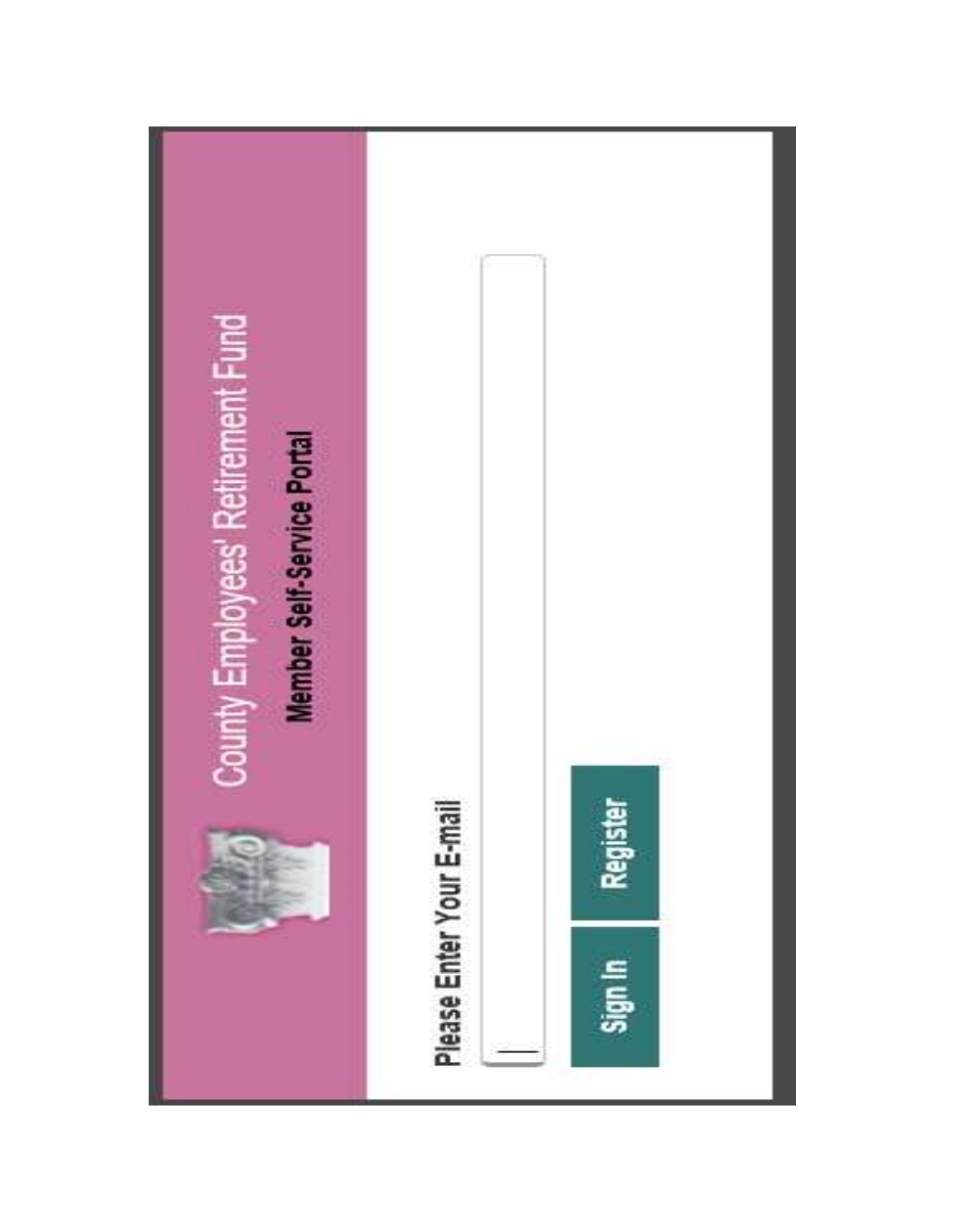# County Employees' Retirement Fund

## Member Self-Service Portal

Please Enter Your E-mail

Sign In

Register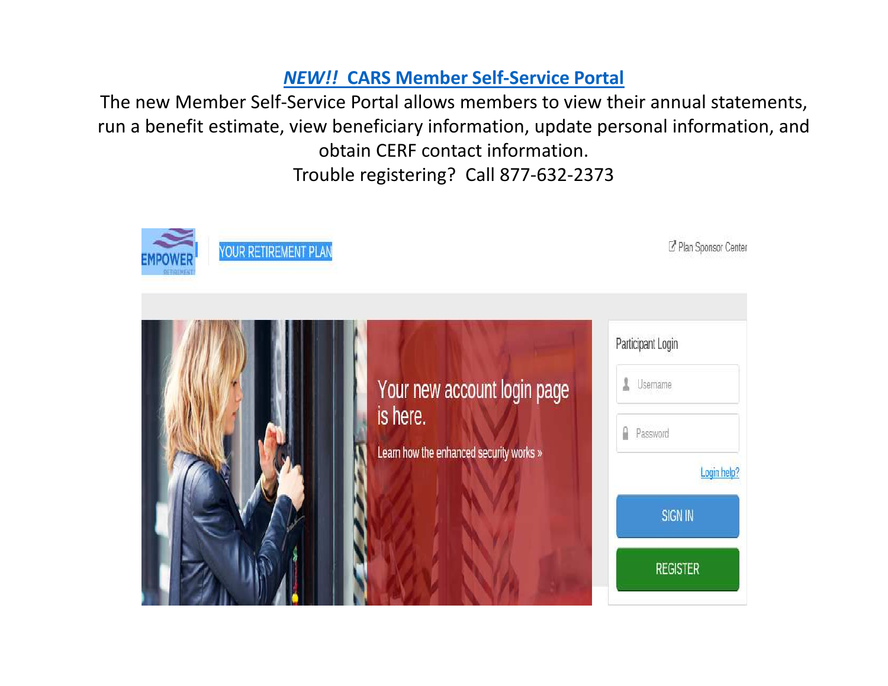## ***NEW!!*** **CARS Member Self-Service Portal**

The new Member Self-Service Portal allows members to view their annual statements, run a benefit estimate, view beneficiary information, update personal information, and obtain CERF contact information.

Trouble registering? Call 877-632-2373

EMPOWER RETIREMENT | YOUR RETIREMENT PLAN

Plan Sponsor Center

Your new account login page is here.

Learn how the enhanced security works »

Participant Login

Username

Password

Login help?

SIGN IN

REGISTER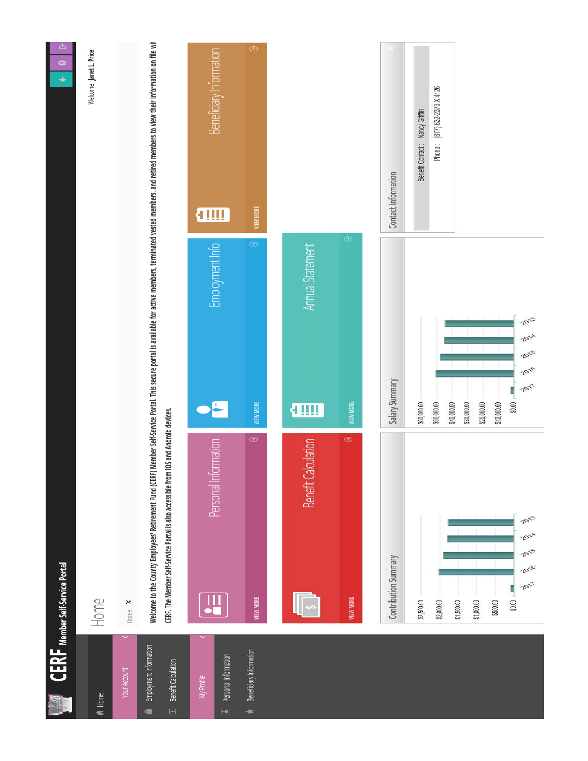# CERF Member Self-Service Portal

Welcome Janet L. Price

- Home
- Your Account
  - Employment Information
  - Benefit Calculation
- My Profile
  - Personal Information
  - Beneficiary Information

## Home

Home X

Welcome to the County Employees' Retirement Fund (CERF) Member Self-Service Portal. This secure portal is available for active members, terminated vested members, and retired members to view their information on file wi CERF. The Member Self-Service Portal is also accessible from IOS and Android devices.

- Personal Information — VIEW MORE
- Employment Info — VIEW MORE
- Beneficiary Information — VIEW MORE
- Benefit Calculation — VIEW MORE
- Annual Statement — VIEW MORE

### Contribution Summary

$2,500.00 / $2,000.00 / $1,500.00 / $1,000.00 / $500.00 / $0.00

2017, 2016, 2015, 2014, 2013

### Salary Summary

$60,000.00 / $50,000.00 / $40,000.00 / $30,000.00 / $20,000.00 / $10,000.00 / $0.00

2017, 2016, 2015, 2014, 2013

### Contact Information

Benefit Contact : Nancy Griffin

Phone : (877) 632-2373 X 4126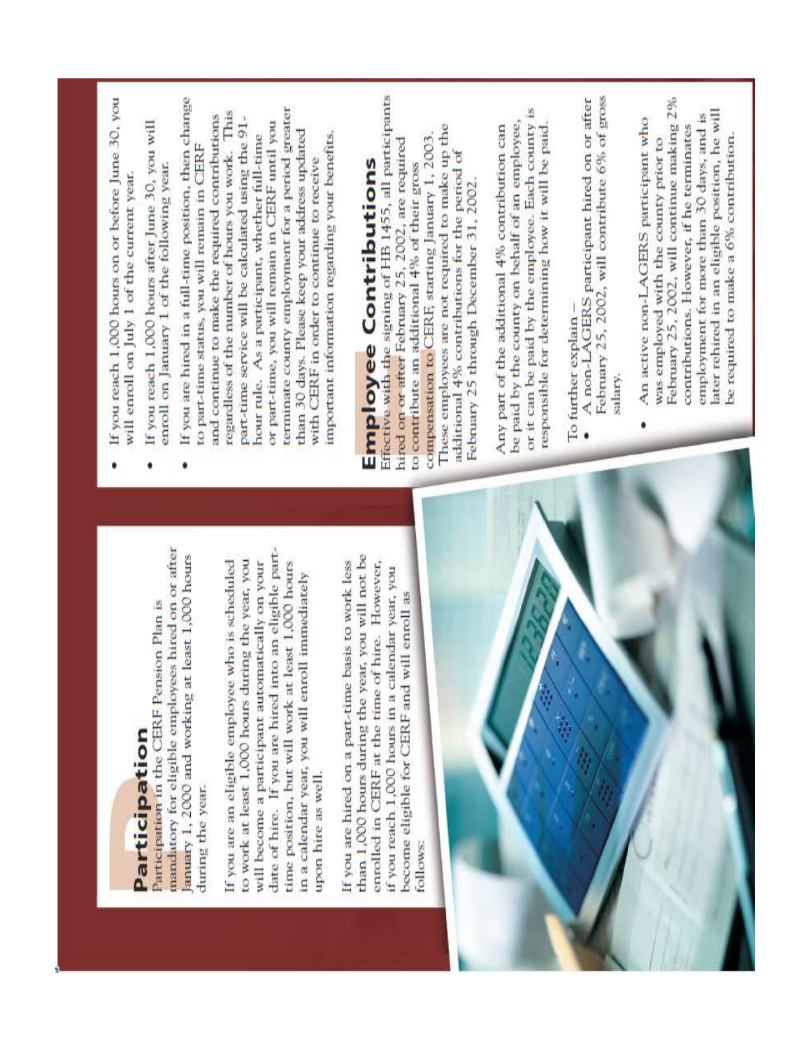## Participation

Participation in the CERF Pension Plan is mandatory for eligible employees hired on or after January 1, 2000 and working at least 1,000 hours during the year.

If you are an eligible employee who is scheduled to work at least 1,000 hours during the year, you will become a participant automatically on your date of hire. If you are hired into an eligible part-time position, but will work at least 1,000 hours in a calendar year, you will enroll immediately upon hire as well.

If you are hired on a part-time basis to work less than 1,000 hours during the year, you will not be enrolled in CERF at the time of hire. However, if you reach 1,000 hours in a calendar year, you become eligible for CERF and will enroll as follows:

- If you reach 1,000 hours on or before June 30, you will enroll on July 1 of the current year.
- If you reach 1,000 hours after June 30, you will enroll on January 1 of the following year.
- If you are hired in a full-time position, then change to part-time status, you will remain in CERF and continue to make the required contributions regardless of the number of hours you work. This part-time service will be calculated using the 91-hour rule. As a participant, whether full-time or part-time, you will remain in CERF until you terminate county employment for a period greater than 30 days. Please keep your address updated with CERF in order to continue to receive important information regarding your benefits.

## Employee Contributions

Effective with the signing of HB 1455, all participants hired on or after February 25, 2002, are required to contribute an additional 4% of their gross compensation to CERF, starting January 1, 2003. These employees are not required to make up the additional 4% contributions for the period of February 25 through December 31, 2002.

Any part of the additional 4% contribution can be paid by the county on behalf of an employee, or it can be paid by the employee. Each county is responsible for determining how it will be paid.

To further explain –

- A non-LAGERS participant hired on or after February 25, 2002, will contribute 6% of gross salary.
- An active non-LAGERS participant who was employed with the county prior to February 25, 2002, will continue making 2% contributions. However, if he terminates employment for more than 30 days, and is later rehired in an eligible position, he will be required to make a 6% contribution.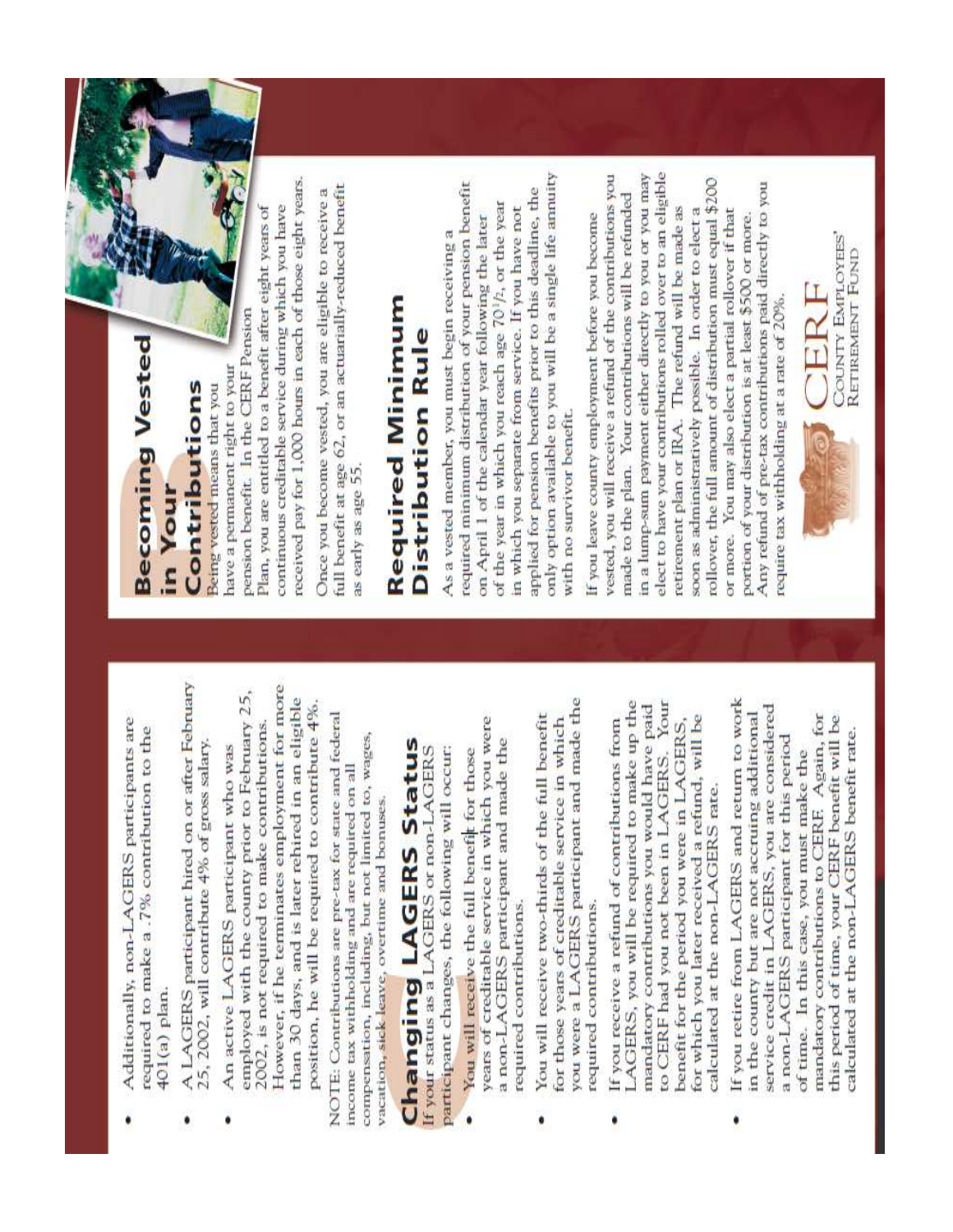- Additionally, non-LAGERS participants are required to make a .7% contribution to the 401(a) plan.

- A LAGERS participant hired on or after February 25, 2002, will contribute 4% of gross salary.

- An active LAGERS participant who was employed with the county prior to February 25, 2002, is not required to make contributions. However, if he terminates employment for more than 30 days, and is later rehired in an eligible position, he will be required to contribute 4%.

NOTE: Contributions are pre-tax for state and federal income tax withholding and are required on all compensation, including, but not limited to, wages, vacation, sick leave, overtime and bonuses.

## Changing LAGERS Status

If your status as a LAGERS or non-LAGERS participant changes, the following will occur:

- You will receive the full benefit for those years of creditable service in which you were a non-LAGERS participant and made the required contributions.

- You will receive two-thirds of the full benefit for those years of creditable service in which you were a LAGERS participant and made the required contributions.

- If you receive a refund of contributions from LAGERS, you will be required to make up the mandatory contributions you would have paid to CERF had you not been in LAGERS. Your benefit for the period you were in LAGERS, for which you later received a refund, will be calculated at the non-LAGERS rate.

- If you retire from LAGERS and return to work in the county but are not accruing additional service credit in LAGERS, you are considered a non-LAGERS participant for this period of time. In this case, you must make the mandatory contributions to CERF. Again, for this period of time, your CERF benefit will be calculated at the non-LAGERS benefit rate.

## Becoming Vested in Your Contributions

Being vested means that you have a permanent right to your pension benefit. In the CERF Pension Plan, you are entitled to a benefit after eight years of continuous creditable service during which you have received pay for 1,000 hours in each of those eight years.

Once you become vested, you are eligible to receive a full benefit at age 62, or an actuarially-reduced benefit as early as age 55.

## Required Minimum Distribution Rule

As a vested member, you must begin receiving a required minimum distribution of your pension benefit on April 1 of the calendar year following the later of the year in which you reach age 70½, or the year in which you separate from service. If you have not applied for pension benefits prior to this deadline, the only option available to you will be a single life annuity with no survivor benefit.

If you leave county employment before you become vested, you will receive a refund of the contributions you made to the plan. Your contributions will be refunded in a lump-sum payment either directly to you or you may elect to have your contributions rolled over to an eligible retirement plan or IRA. The refund will be made as soon as administratively possible. In order to elect a rollover, the full amount of distribution must equal $200 or more. You may also elect a partial rollover if that portion of your distribution is at least $500 or more. Any refund of pre-tax contributions paid directly to you require tax withholding at a rate of 20%.

CERF
County Employees' Retirement Fund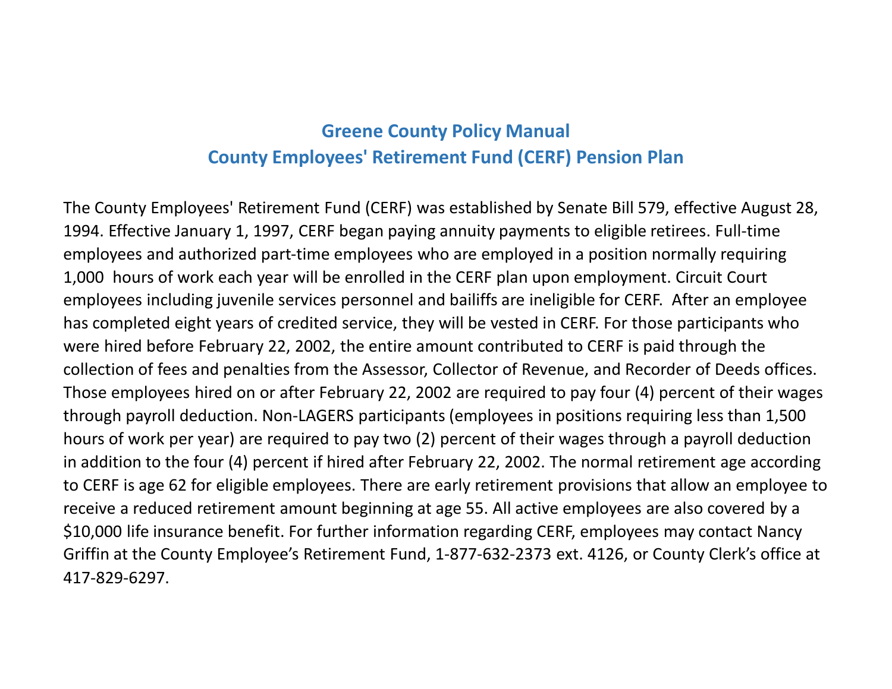# Greene County Policy Manual
## County Employees' Retirement Fund (CERF) Pension Plan

The County Employees' Retirement Fund (CERF) was established by Senate Bill 579, effective August 28, 1994. Effective January 1, 1997, CERF began paying annuity payments to eligible retirees. Full-time employees and authorized part-time employees who are employed in a position normally requiring 1,000 hours of work each year will be enrolled in the CERF plan upon employment. Circuit Court employees including juvenile services personnel and bailiffs are ineligible for CERF. After an employee has completed eight years of credited service, they will be vested in CERF. For those participants who were hired before February 22, 2002, the entire amount contributed to CERF is paid through the collection of fees and penalties from the Assessor, Collector of Revenue, and Recorder of Deeds offices. Those employees hired on or after February 22, 2002 are required to pay four (4) percent of their wages through payroll deduction. Non-LAGERS participants (employees in positions requiring less than 1,500 hours of work per year) are required to pay two (2) percent of their wages through a payroll deduction in addition to the four (4) percent if hired after February 22, 2002. The normal retirement age according to CERF is age 62 for eligible employees. There are early retirement provisions that allow an employee to receive a reduced retirement amount beginning at age 55. All active employees are also covered by a $10,000 life insurance benefit. For further information regarding CERF, employees may contact Nancy Griffin at the County Employee's Retirement Fund, 1-877-632-2373 ext. 4126, or County Clerk's office at 417-829-6297.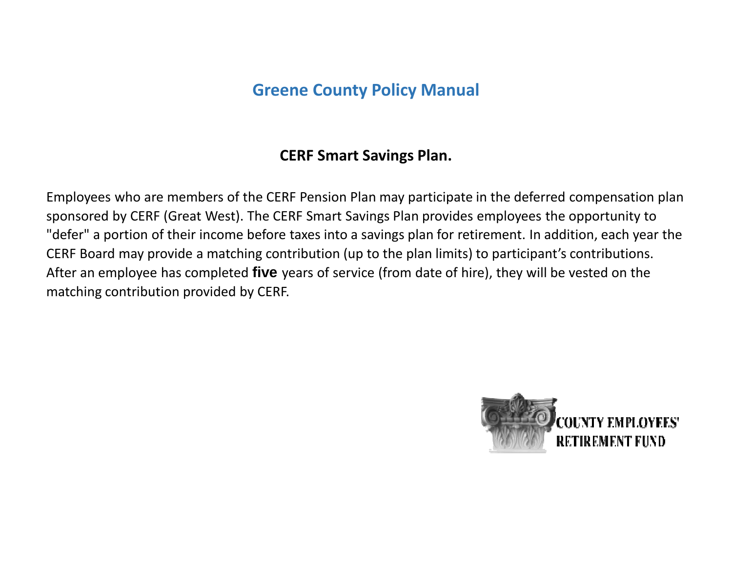# Greene County Policy Manual

## CERF Smart Savings Plan.

Employees who are members of the CERF Pension Plan may participate in the deferred compensation plan sponsored by CERF (Great West). The CERF Smart Savings Plan provides employees the opportunity to "defer" a portion of their income before taxes into a savings plan for retirement. In addition, each year the CERF Board may provide a matching contribution (up to the plan limits) to participant's contributions. After an employee has completed **five** years of service (from date of hire), they will be vested on the matching contribution provided by CERF.

COUNTY EMPLOYEES' RETIREMENT FUND